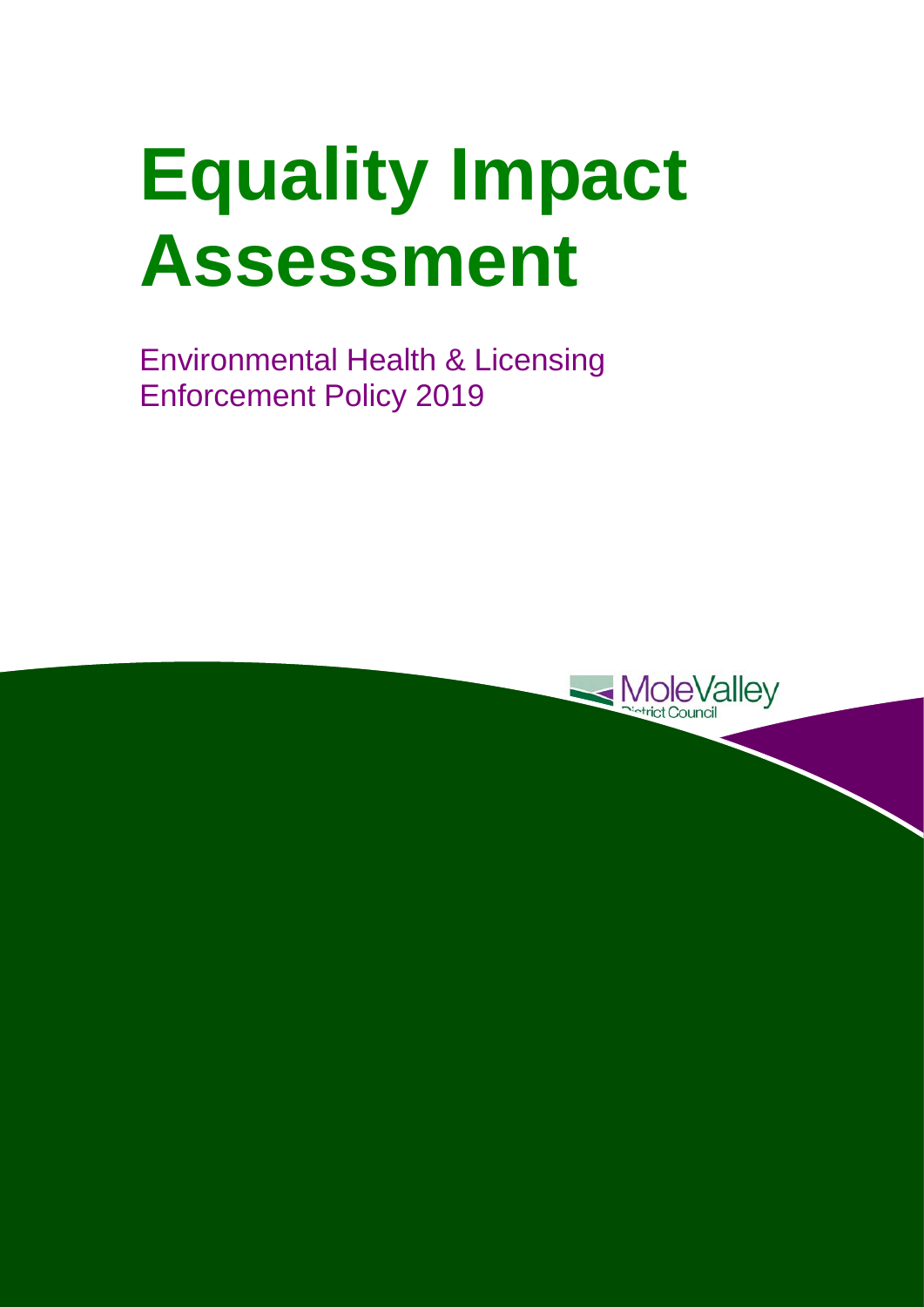# Equality Impact Assessment

Environmental Health & Licensing Enforcement Policy 2019

MoleValley District Council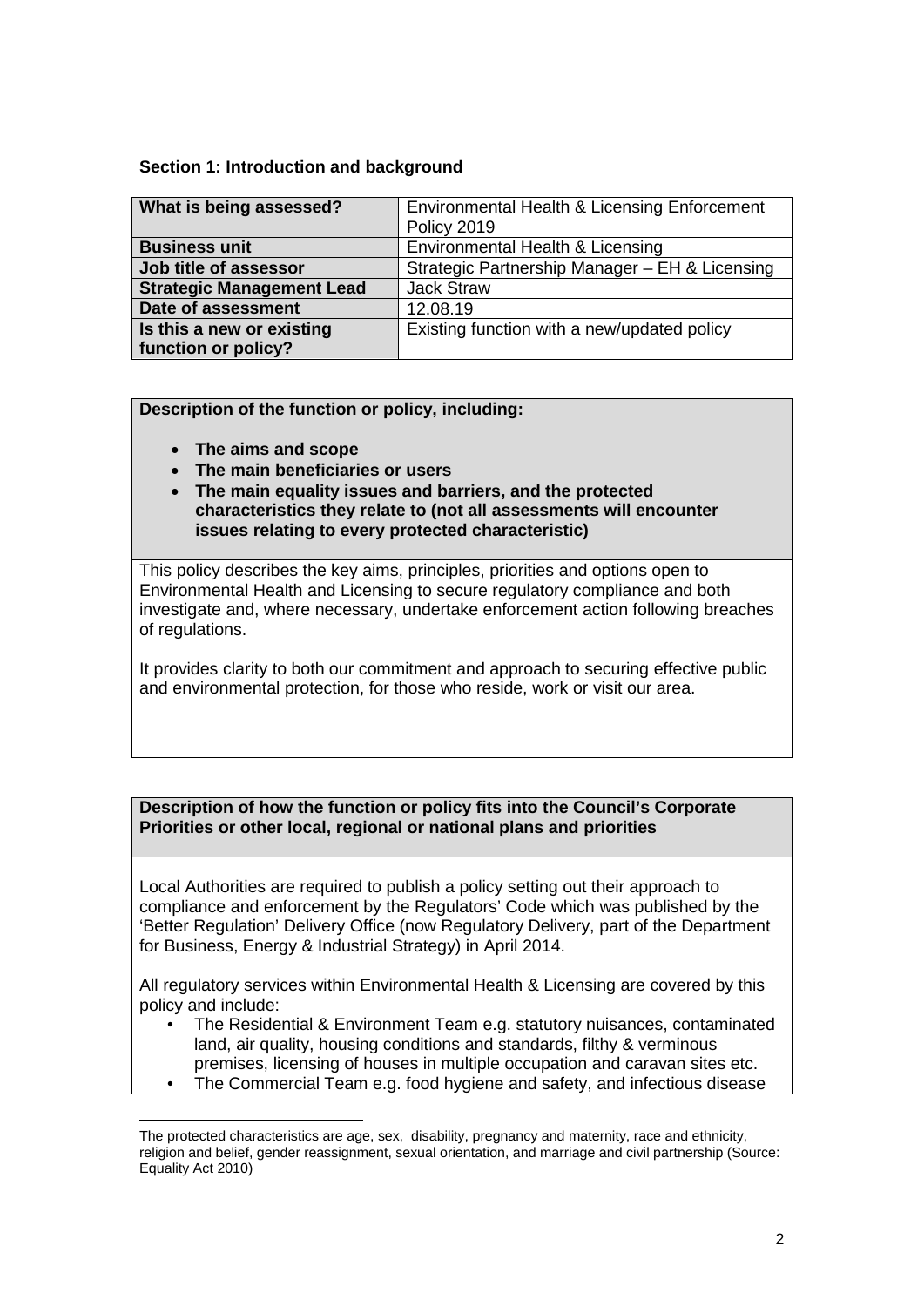### Section 1: Introduction and background

| What is being assessed? | Environmental Health & Licensing Enforcement Policy 2019 |
|---|---|
| **Business unit** | Environmental Health & Licensing |
| **Job title of assessor** | Strategic Partnership Manager – EH & Licensing |
| **Strategic Management Lead** | Jack Straw |
| **Date of assessment** | 12.08.19 |
| **Is this a new or existing function or policy?** | Existing function with a new/updated policy |

**Description of the function or policy, including:**

- **The aims and scope**
- **The main beneficiaries or users**
- **The main equality issues and barriers, and the protected characteristics they relate to (not all assessments will encounter issues relating to every protected characteristic)**

This policy describes the key aims, principles, priorities and options open to Environmental Health and Licensing to secure regulatory compliance and both investigate and, where necessary, undertake enforcement action following breaches of regulations.

It provides clarity to both our commitment and approach to securing effective public and environmental protection, for those who reside, work or visit our area.

**Description of how the function or policy fits into the Council's Corporate Priorities or other local, regional or national plans and priorities**

Local Authorities are required to publish a policy setting out their approach to compliance and enforcement by the Regulators' Code which was published by the 'Better Regulation' Delivery Office (now Regulatory Delivery, part of the Department for Business, Energy & Industrial Strategy) in April 2014.

All regulatory services within Environmental Health & Licensing are covered by this policy and include:

- The Residential & Environment Team e.g. statutory nuisances, contaminated land, air quality, housing conditions and standards, filthy & verminous premises, licensing of houses in multiple occupation and caravan sites etc.
- The Commercial Team e.g. food hygiene and safety, and infectious disease

---

The protected characteristics are age, sex, disability, pregnancy and maternity, race and ethnicity, religion and belief, gender reassignment, sexual orientation, and marriage and civil partnership (Source: Equality Act 2010)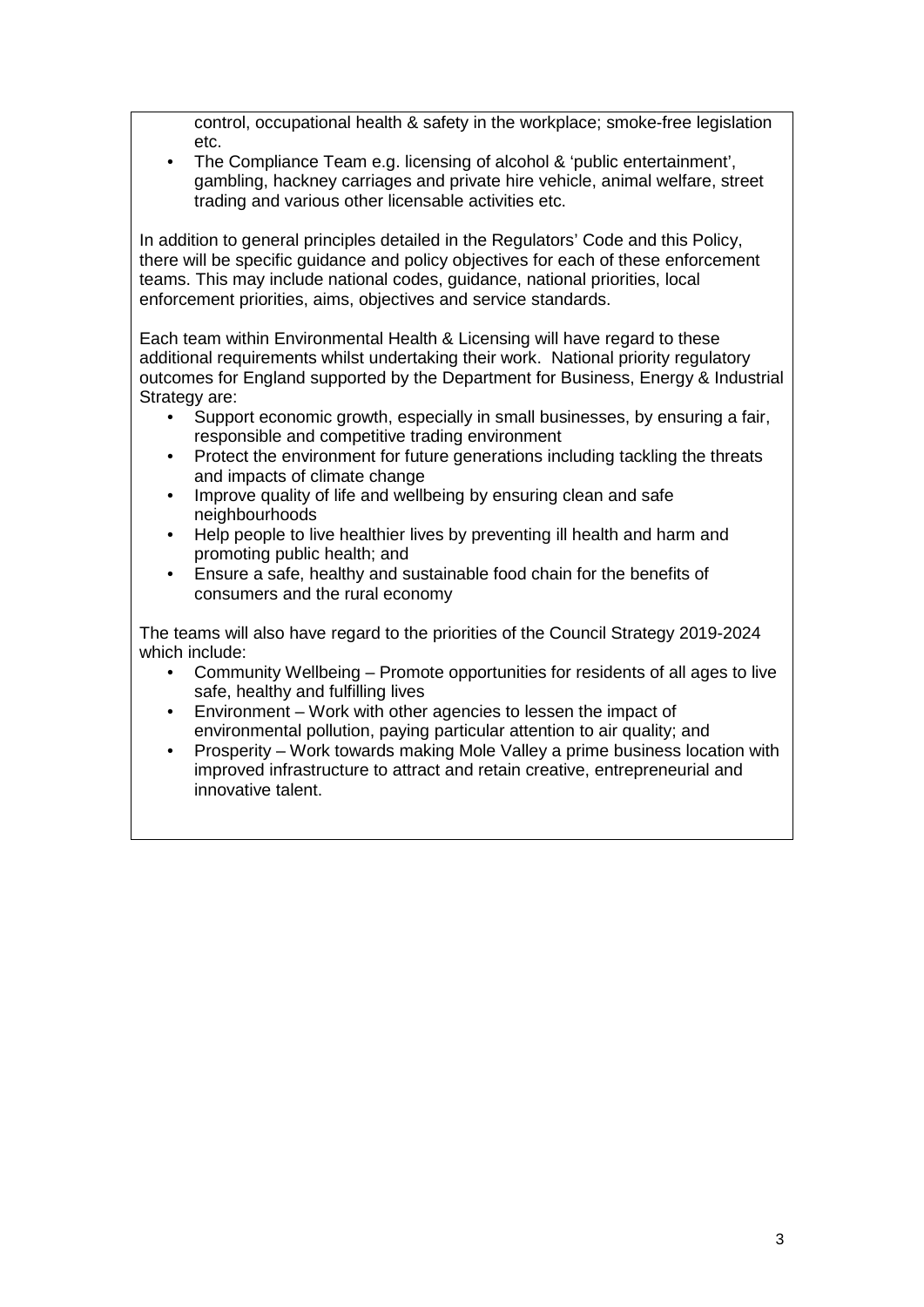control, occupational health & safety in the workplace; smoke-free legislation etc.

- The Compliance Team e.g. licensing of alcohol & 'public entertainment', gambling, hackney carriages and private hire vehicle, animal welfare, street trading and various other licensable activities etc.

In addition to general principles detailed in the Regulators' Code and this Policy, there will be specific guidance and policy objectives for each of these enforcement teams. This may include national codes, guidance, national priorities, local enforcement priorities, aims, objectives and service standards.

Each team within Environmental Health & Licensing will have regard to these additional requirements whilst undertaking their work. National priority regulatory outcomes for England supported by the Department for Business, Energy & Industrial Strategy are:

- Support economic growth, especially in small businesses, by ensuring a fair, responsible and competitive trading environment
- Protect the environment for future generations including tackling the threats and impacts of climate change
- Improve quality of life and wellbeing by ensuring clean and safe neighbourhoods
- Help people to live healthier lives by preventing ill health and harm and promoting public health; and
- Ensure a safe, healthy and sustainable food chain for the benefits of consumers and the rural economy

The teams will also have regard to the priorities of the Council Strategy 2019-2024 which include:

- Community Wellbeing – Promote opportunities for residents of all ages to live safe, healthy and fulfilling lives
- Environment – Work with other agencies to lessen the impact of environmental pollution, paying particular attention to air quality; and
- Prosperity – Work towards making Mole Valley a prime business location with improved infrastructure to attract and retain creative, entrepreneurial and innovative talent.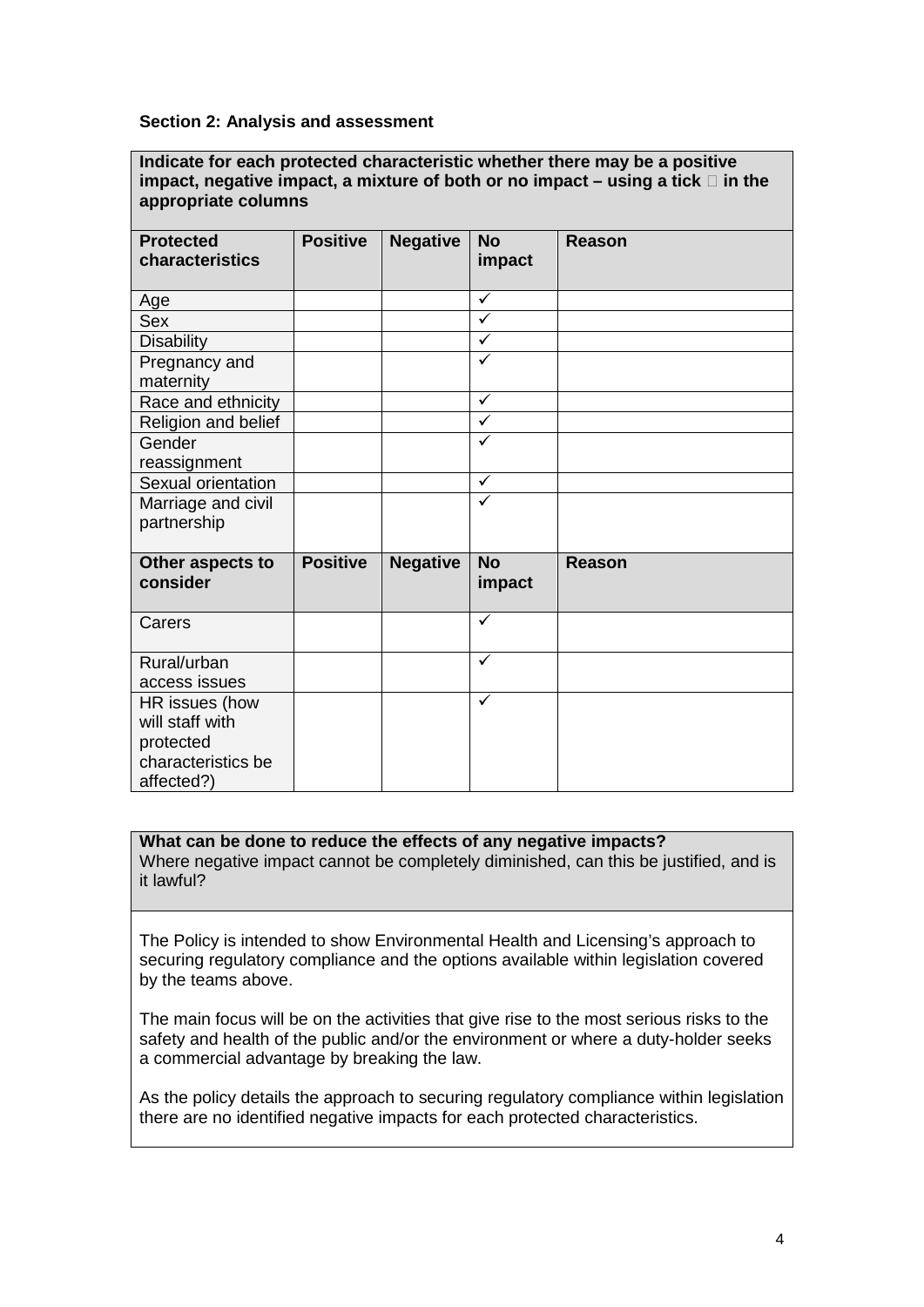**Section 2: Analysis and assessment**

| **Indicate for each protected characteristic whether there may be a positive impact, negative impact, a mixture of both or no impact – using a tick  in the appropriate columns** | | | | |
|---|---|---|---|---|
| **Protected characteristics** | **Positive** | **Negative** | **No impact** | **Reason** |
| Age | | | ✓ | |
| Sex | | | ✓ | |
| Disability | | | ✓ | |
| Pregnancy and maternity | | | ✓ | |
| Race and ethnicity | | | ✓ | |
| Religion and belief | | | ✓ | |
| Gender reassignment | | | ✓ | |
| Sexual orientation | | | ✓ | |
| Marriage and civil partnership | | | ✓ | |
| **Other aspects to consider** | **Positive** | **Negative** | **No impact** | **Reason** |
| Carers | | | ✓ | |
| Rural/urban access issues | | | ✓ | |
| HR issues (how will staff with protected characteristics be affected?) | | | ✓ | |

**What can be done to reduce the effects of any negative impacts?**
Where negative impact cannot be completely diminished, can this be justified, and is it lawful?

The Policy is intended to show Environmental Health and Licensing's approach to securing regulatory compliance and the options available within legislation covered by the teams above.

The main focus will be on the activities that give rise to the most serious risks to the safety and health of the public and/or the environment or where a duty-holder seeks a commercial advantage by breaking the law.

As the policy details the approach to securing regulatory compliance within legislation there are no identified negative impacts for each protected characteristics.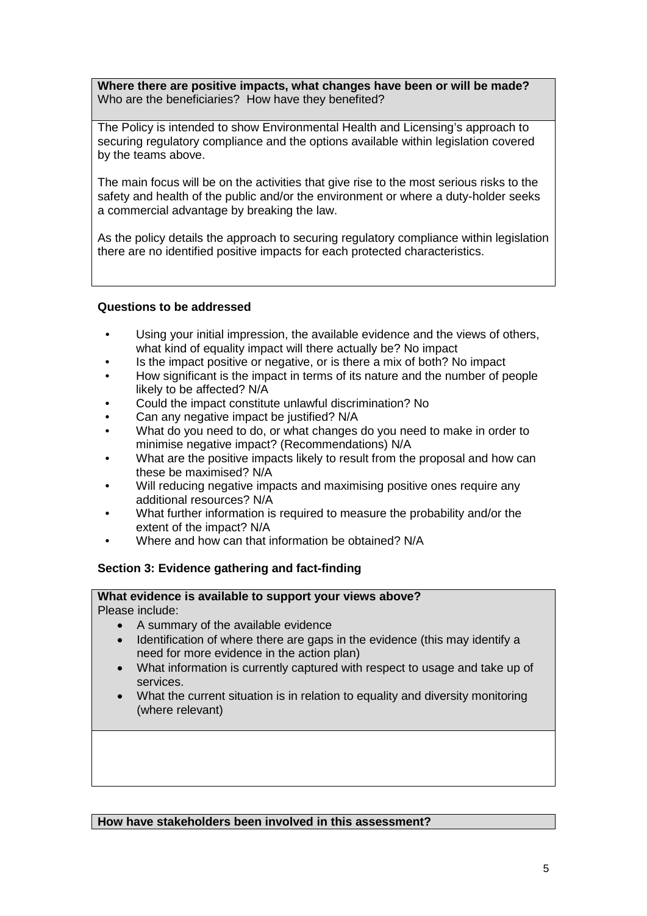**Where there are positive impacts, what changes have been or will be made?**
Who are the beneficiaries? How have they benefited?

The Policy is intended to show Environmental Health and Licensing's approach to securing regulatory compliance and the options available within legislation covered by the teams above.

The main focus will be on the activities that give rise to the most serious risks to the safety and health of the public and/or the environment or where a duty-holder seeks a commercial advantage by breaking the law.

As the policy details the approach to securing regulatory compliance within legislation there are no identified positive impacts for each protected characteristics.

**Questions to be addressed**

- Using your initial impression, the available evidence and the views of others, what kind of equality impact will there actually be? No impact
- Is the impact positive or negative, or is there a mix of both? No impact
- How significant is the impact in terms of its nature and the number of people likely to be affected? N/A
- Could the impact constitute unlawful discrimination? No
- Can any negative impact be justified? N/A
- What do you need to do, or what changes do you need to make in order to minimise negative impact? (Recommendations) N/A
- What are the positive impacts likely to result from the proposal and how can these be maximised? N/A
- Will reducing negative impacts and maximising positive ones require any additional resources? N/A
- What further information is required to measure the probability and/or the extent of the impact? N/A
- Where and how can that information be obtained? N/A

**Section 3: Evidence gathering and fact-finding**

**What evidence is available to support your views above?**
Please include:

- A summary of the available evidence
- Identification of where there are gaps in the evidence (this may identify a need for more evidence in the action plan)
- What information is currently captured with respect to usage and take up of services.
- What the current situation is in relation to equality and diversity monitoring (where relevant)

**How have stakeholders been involved in this assessment?**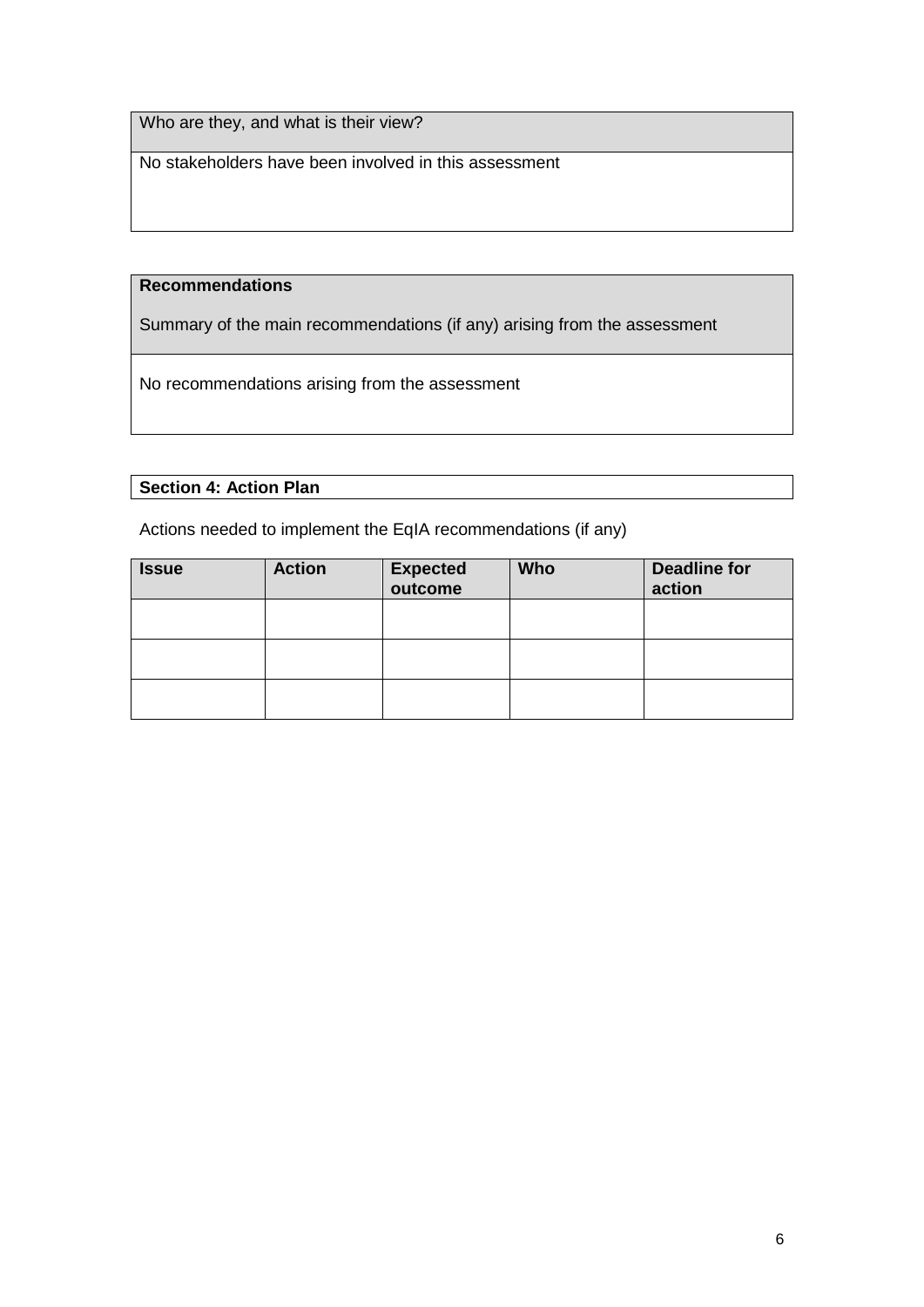| Who are they, and what is their view? |
| --- |
| No stakeholders have been involved in this assessment |

| **Recommendations**<br><br>Summary of the main recommendations (if any) arising from the assessment |
| --- |
| No recommendations arising from the assessment |

**Section 4: Action Plan**

Actions needed to implement the EqIA recommendations (if any)

| Issue | Action | Expected outcome | Who | Deadline for action |
| --- | --- | --- | --- | --- |
| | | | | |
| | | | | |
| | | | | |